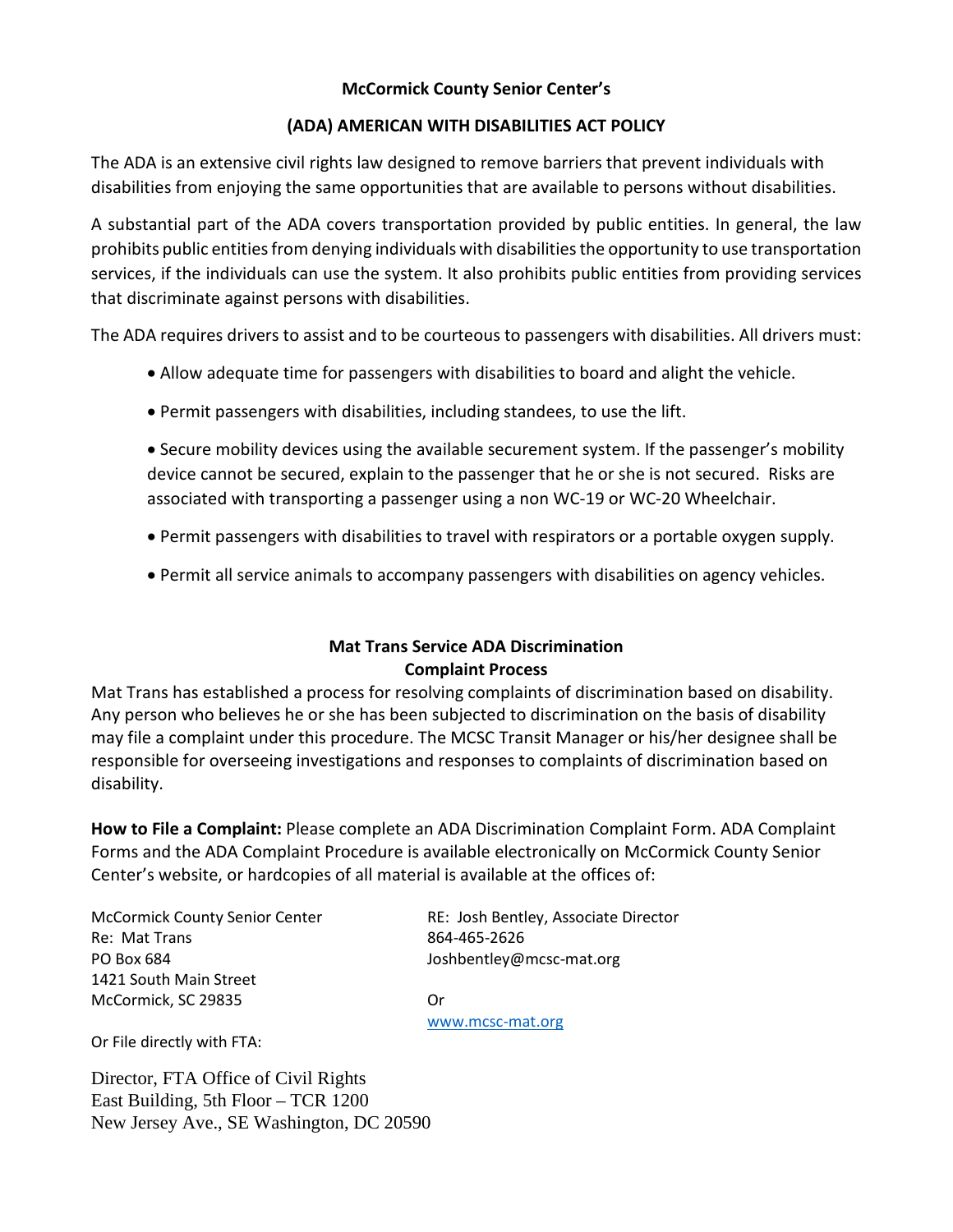**McCormick County Senior Center's**

**(ADA) AMERICAN WITH DISABILITIES ACT POLICY**

The ADA is an extensive civil rights law designed to remove barriers that prevent individuals with disabilities from enjoying the same opportunities that are available to persons without disabilities.

A substantial part of the ADA covers transportation provided by public entities. In general, the law prohibits public entities from denying individuals with disabilities the opportunity to use transportation services, if the individuals can use the system. It also prohibits public entities from providing services that discriminate against persons with disabilities.

The ADA requires drivers to assist and to be courteous to passengers with disabilities. All drivers must:

- Allow adequate time for passengers with disabilities to board and alight the vehicle.
- Permit passengers with disabilities, including standees, to use the lift.
- Secure mobility devices using the available securement system. If the passenger's mobility device cannot be secured, explain to the passenger that he or she is not secured. Risks are associated with transporting a passenger using a non WC-19 or WC-20 Wheelchair.
- Permit passengers with disabilities to travel with respirators or a portable oxygen supply.
- Permit all service animals to accompany passengers with disabilities on agency vehicles.

**Mat Trans Service ADA Discrimination Complaint Process**

Mat Trans has established a process for resolving complaints of discrimination based on disability. Any person who believes he or she has been subjected to discrimination on the basis of disability may file a complaint under this procedure. The MCSC Transit Manager or his/her designee shall be responsible for overseeing investigations and responses to complaints of discrimination based on disability.

**How to File a Complaint:** Please complete an ADA Discrimination Complaint Form. ADA Complaint Forms and the ADA Complaint Procedure is available electronically on McCormick County Senior Center's website, or hardcopies of all material is available at the offices of:

McCormick County Senior Center
Re: Mat Trans
PO Box 684
1421 South Main Street
McCormick, SC 29835

RE: Josh Bentley, Associate Director
864-465-2626
Joshbentley@mcsc-mat.org

Or
www.mcsc-mat.org

Or File directly with FTA:

Director, FTA Office of Civil Rights
East Building, 5th Floor – TCR 1200
New Jersey Ave., SE Washington, DC 20590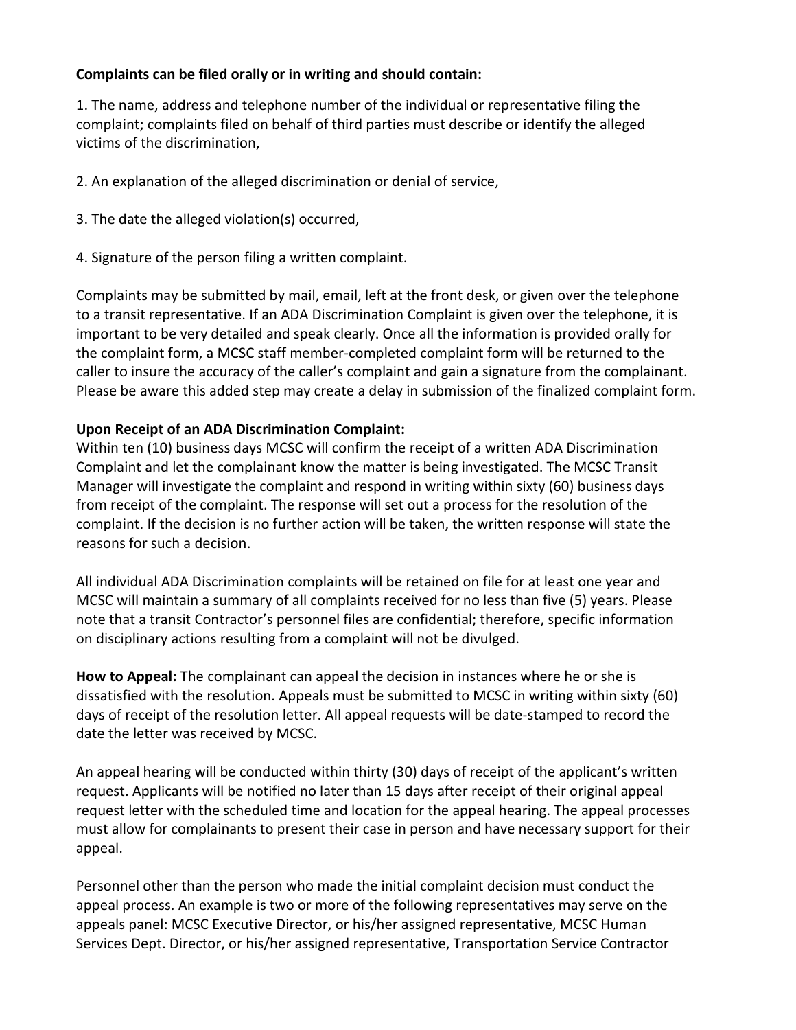**Complaints can be filed orally or in writing and should contain:**

1. The name, address and telephone number of the individual or representative filing the complaint; complaints filed on behalf of third parties must describe or identify the alleged victims of the discrimination,

2. An explanation of the alleged discrimination or denial of service,

3. The date the alleged violation(s) occurred,

4. Signature of the person filing a written complaint.

Complaints may be submitted by mail, email, left at the front desk, or given over the telephone to a transit representative. If an ADA Discrimination Complaint is given over the telephone, it is important to be very detailed and speak clearly. Once all the information is provided orally for the complaint form, a MCSC staff member-completed complaint form will be returned to the caller to insure the accuracy of the caller's complaint and gain a signature from the complainant. Please be aware this added step may create a delay in submission of the finalized complaint form.

**Upon Receipt of an ADA Discrimination Complaint:**
Within ten (10) business days MCSC will confirm the receipt of a written ADA Discrimination Complaint and let the complainant know the matter is being investigated. The MCSC Transit Manager will investigate the complaint and respond in writing within sixty (60) business days from receipt of the complaint. The response will set out a process for the resolution of the complaint. If the decision is no further action will be taken, the written response will state the reasons for such a decision.

All individual ADA Discrimination complaints will be retained on file for at least one year and MCSC will maintain a summary of all complaints received for no less than five (5) years. Please note that a transit Contractor's personnel files are confidential; therefore, specific information on disciplinary actions resulting from a complaint will not be divulged.

**How to Appeal:** The complainant can appeal the decision in instances where he or she is dissatisfied with the resolution. Appeals must be submitted to MCSC in writing within sixty (60) days of receipt of the resolution letter. All appeal requests will be date-stamped to record the date the letter was received by MCSC.

An appeal hearing will be conducted within thirty (30) days of receipt of the applicant's written request. Applicants will be notified no later than 15 days after receipt of their original appeal request letter with the scheduled time and location for the appeal hearing. The appeal processes must allow for complainants to present their case in person and have necessary support for their appeal.

Personnel other than the person who made the initial complaint decision must conduct the appeal process. An example is two or more of the following representatives may serve on the appeals panel: MCSC Executive Director, or his/her assigned representative, MCSC Human Services Dept. Director, or his/her assigned representative, Transportation Service Contractor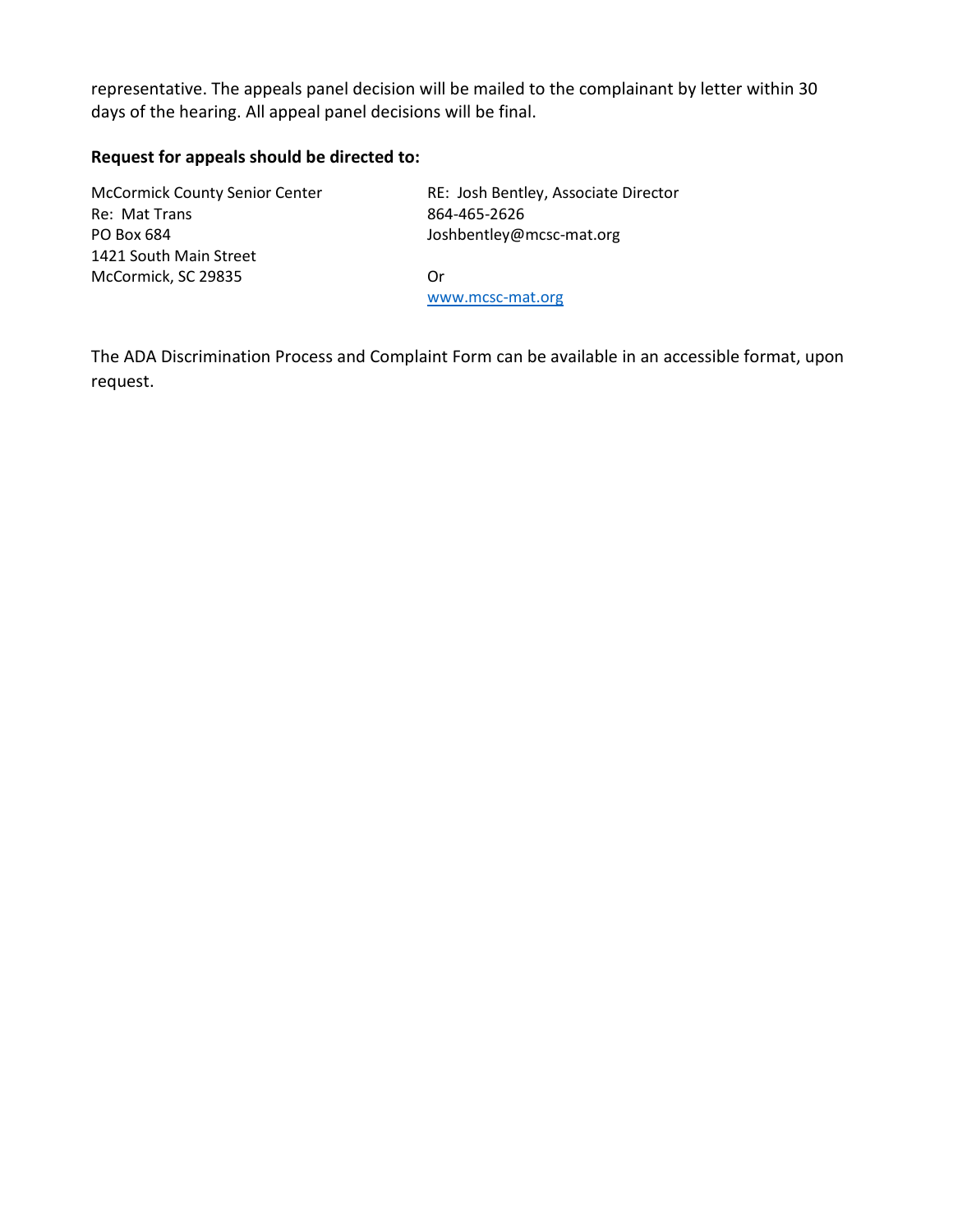representative. The appeals panel decision will be mailed to the complainant by letter within 30 days of the hearing. All appeal panel decisions will be final.

**Request for appeals should be directed to:**

McCormick County Senior Center
Re: Mat Trans
PO Box 684
1421 South Main Street
McCormick, SC 29835

RE: Josh Bentley, Associate Director
864-465-2626
Joshbentley@mcsc-mat.org

Or
www.mcsc-mat.org

The ADA Discrimination Process and Complaint Form can be available in an accessible format, upon request.